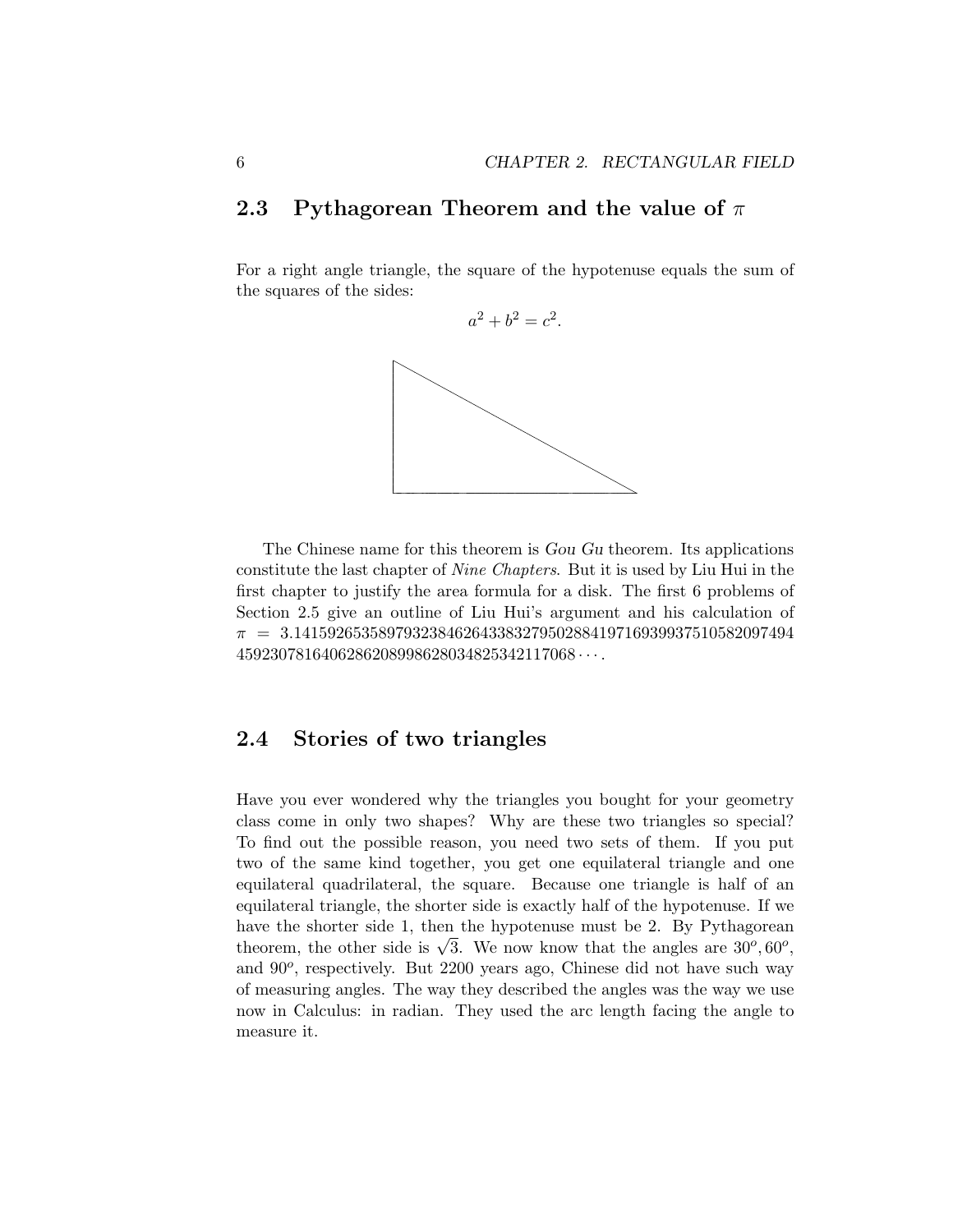## 2.3 Pythagorean Theorem and the value of $\pi$

For a right angle triangle, the square of the hypotenuse equals the sum of the squares of the sides:

$$a^2 + b^2 = c^2.$$

The Chinese name for this theorem is *Gou Gu* theorem. Its applications constitute the last chapter of *Nine Chapters*. But it is used by Liu Hui in the first chapter to justify the area formula for a disk. The first 6 problems of Section 2.5 give an outline of Liu Hui's argument and his calculation of $\pi = 3.14159265358979323846264338327950288419716939937510582097494459230781640628620899862803482534211706 8 \cdots$.

## 2.4 Stories of two triangles

Have you ever wondered why the triangles you bought for your geometry class come in only two shapes? Why are these two triangles so special? To find out the possible reason, you need two sets of them. If you put two of the same kind together, you get one equilateral triangle and one equilateral quadrilateral, the square. Because one triangle is half of an equilateral triangle, the shorter side is exactly half of the hypotenuse. If we have the shorter side 1, then the hypotenuse must be 2. By Pythagorean theorem, the other side is $\sqrt{3}$. We now know that the angles are $30^o, 60^o$, and $90^o$, respectively. But 2200 years ago, Chinese did not have such way of measuring angles. The way they described the angles was the way we use now in Calculus: in radian. They used the arc length facing the angle to measure it.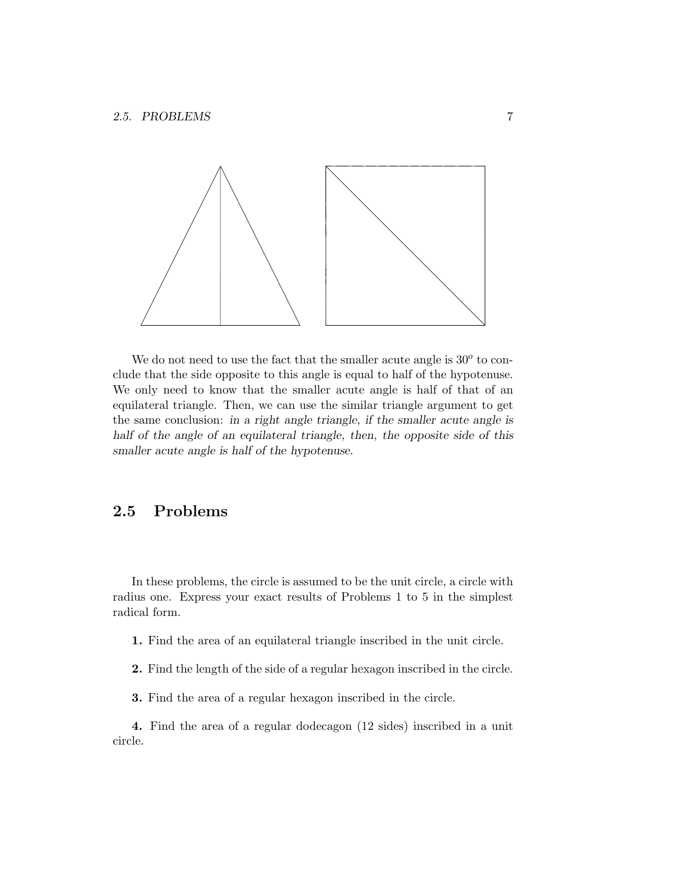We do not need to use the fact that the smaller acute angle is $30^o$ to conclude that the side opposite to this angle is equal to half of the hypotenuse. We only need to know that the smaller acute angle is half of that of an equilateral triangle. Then, we can use the similar triangle argument to get the same conclusion: *in a right angle triangle, if the smaller acute angle is half of the angle of an equilateral triangle, then, the opposite side of this smaller acute angle is half of the hypotenuse.*

## 2.5 Problems

In these problems, the circle is assumed to be the unit circle, a circle with radius one. Express your exact results of Problems 1 to 5 in the simplest radical form.

**1.** Find the area of an equilateral triangle inscribed in the unit circle.

**2.** Find the length of the side of a regular hexagon inscribed in the circle.

**3.** Find the area of a regular hexagon inscribed in the circle.

**4.** Find the area of a regular dodecagon (12 sides) inscribed in a unit circle.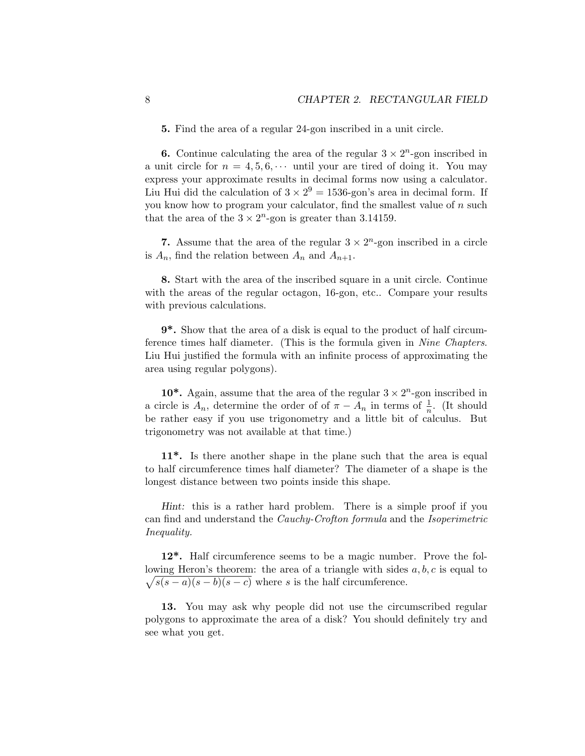**5.** Find the area of a regular 24-gon inscribed in a unit circle.

**6.** Continue calculating the area of the regular $3 \times 2^n$-gon inscribed in a unit circle for $n = 4, 5, 6, \cdots$ until your are tired of doing it. You may express your approximate results in decimal forms now using a calculator. Liu Hui did the calculation of $3 \times 2^9 = 1536$-gon's area in decimal form. If you know how to program your calculator, find the smallest value of $n$ such that the area of the $3 \times 2^n$-gon is greater than 3.14159.

**7.** Assume that the area of the regular $3 \times 2^n$-gon inscribed in a circle is $A_n$, find the relation between $A_n$ and $A_{n+1}$.

**8.** Start with the area of the inscribed square in a unit circle. Continue with the areas of the regular octagon, 16-gon, etc.. Compare your results with previous calculations.

**9\*.** Show that the area of a disk is equal to the product of half circumference times half diameter. (This is the formula given in *Nine Chapters*. Liu Hui justified the formula with an infinite process of approximating the area using regular polygons).

**10\*.** Again, assume that the area of the regular $3 \times 2^n$-gon inscribed in a circle is $A_n$, determine the order of of $\pi - A_n$ in terms of $\frac{1}{n}$. (It should be rather easy if you use trigonometry and a little bit of calculus. But trigonometry was not available at that time.)

**11\*.** Is there another shape in the plane such that the area is equal to half circumference times half diameter? The diameter of a shape is the longest distance between two points inside this shape.

*Hint:* this is a rather hard problem. There is a simple proof if you can find and understand the *Cauchy-Crofton formula* and the *Isoperimetric Inequality*.

**12\*.** Half circumference seems to be a magic number. Prove the following Heron's theorem: the area of a triangle with sides $a, b, c$ is equal to $\sqrt{s(s-a)(s-b)(s-c)}$ where $s$ is the half circumference.

**13.** You may ask why people did not use the circumscribed regular polygons to approximate the area of a disk? You should definitely try and see what you get.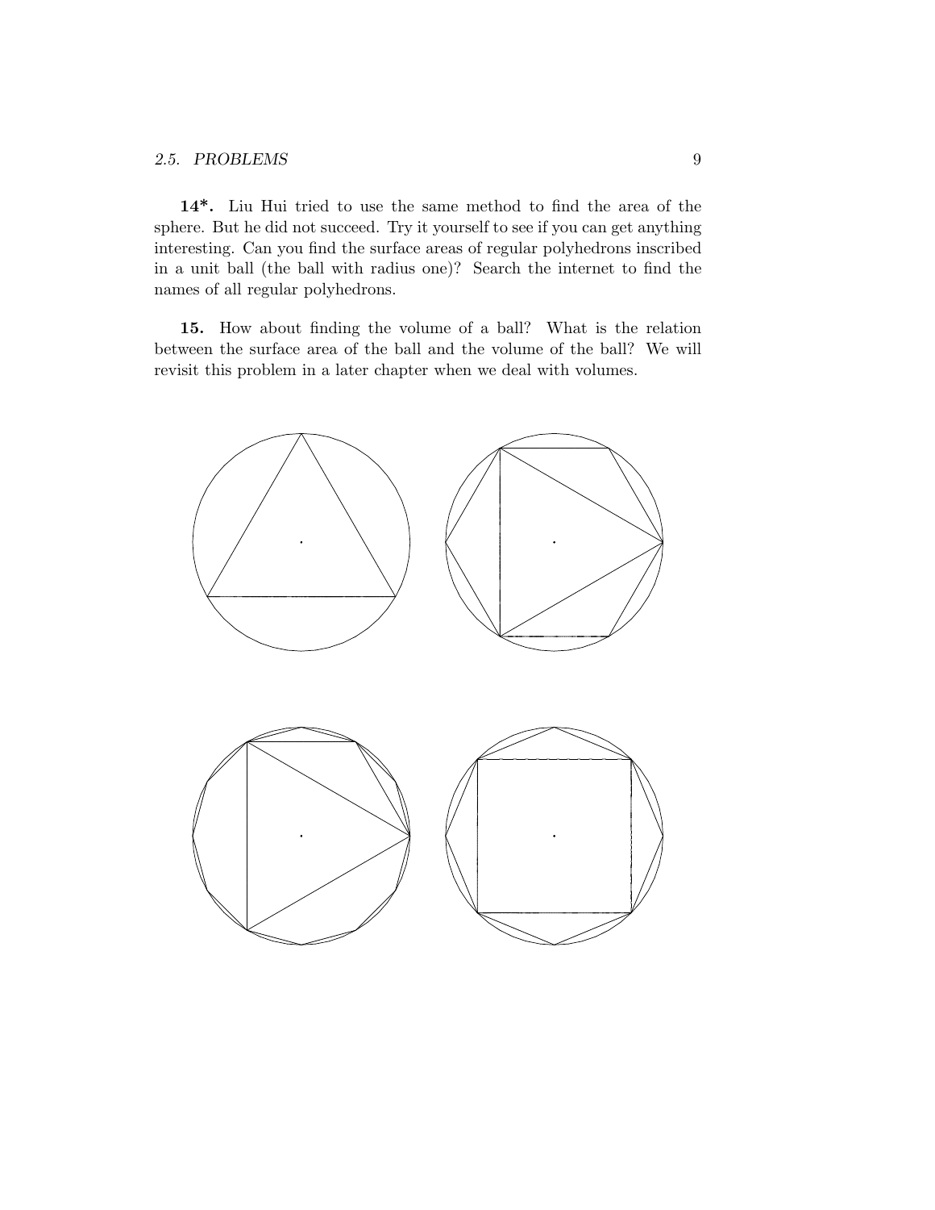**14*.** Liu Hui tried to use the same method to find the area of the sphere. But he did not succeed. Try it yourself to see if you can get anything interesting. Can you find the surface areas of regular polyhedrons inscribed in a unit ball (the ball with radius one)? Search the internet to find the names of all regular polyhedrons.

**15.** How about finding the volume of a ball? What is the relation between the surface area of the ball and the volume of the ball? We will revisit this problem in a later chapter when we deal with volumes.